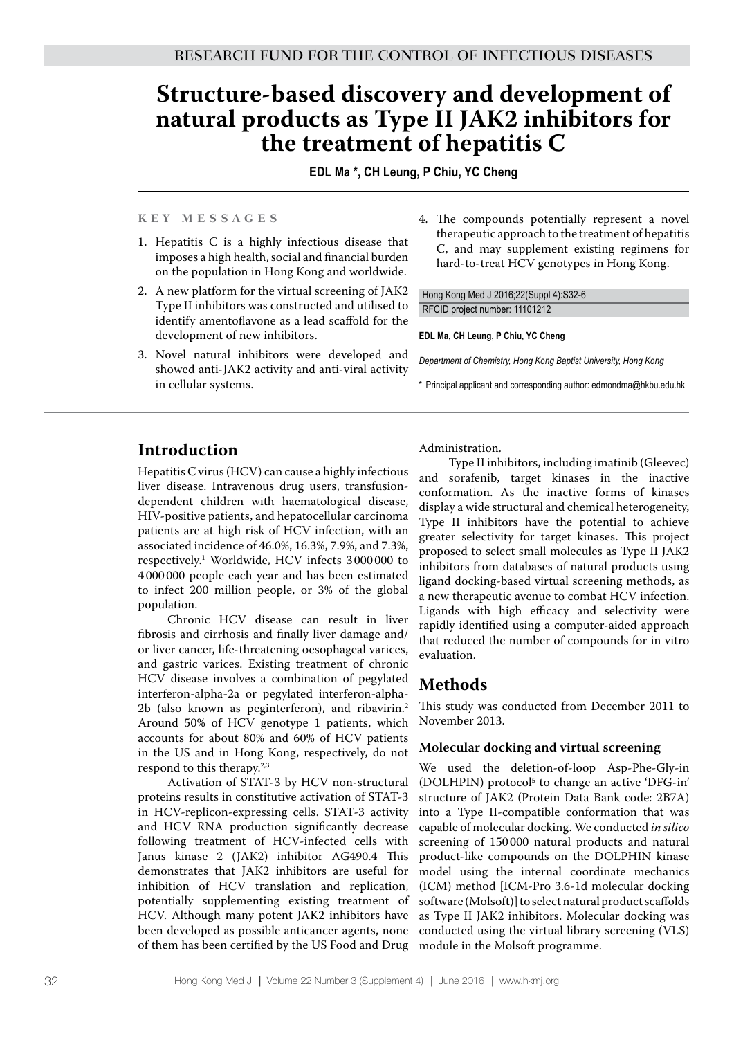RESEARCH FUND FOR THE CONTROL OF INFECTIOUS DISEASES

# Structure-based discovery and development of natural products as Type II JAK2 inhibitors for the treatment of hepatitis C

**EDL Ma \*, CH Leung, P Chiu, YC Cheng**

**KEY MESSAGES**

1. Hepatitis C is a highly infectious disease that imposes a high health, social and financial burden on the population in Hong Kong and worldwide.
2. A new platform for the virtual screening of JAK2 Type II inhibitors was constructed and utilised to identify amentoflavone as a lead scaffold for the development of new inhibitors.
3. Novel natural inhibitors were developed and showed anti-JAK2 activity and anti-viral activity in cellular systems.
4. The compounds potentially represent a novel therapeutic approach to the treatment of hepatitis C, and may supplement existing regimens for hard-to-treat HCV genotypes in Hong Kong.

Hong Kong Med J 2016;22(Suppl 4):S32-6
RFCID project number: 11101212

**EDL Ma, CH Leung, P Chiu, YC Cheng**

*Department of Chemistry, Hong Kong Baptist University, Hong Kong*

\* Principal applicant and corresponding author: edmondma@hkbu.edu.hk

## Introduction

Hepatitis C virus (HCV) can cause a highly infectious liver disease. Intravenous drug users, transfusion-dependent children with haematological disease, HIV-positive patients, and hepatocellular carcinoma patients are at high risk of HCV infection, with an associated incidence of 46.0%, 16.3%, 7.9%, and 7.3%, respectively.[1] Worldwide, HCV infects 3 000 000 to 4 000 000 people each year and has been estimated to infect 200 million people, or 3% of the global population.

Chronic HCV disease can result in liver fibrosis and cirrhosis and finally liver damage and/or liver cancer, life-threatening oesophageal varices, and gastric varices. Existing treatment of chronic HCV disease involves a combination of pegylated interferon-alpha-2a or pegylated interferon-alpha-2b (also known as peginterferon), and ribavirin.[2] Around 50% of HCV genotype 1 patients, which accounts for about 80% and 60% of HCV patients in the US and in Hong Kong, respectively, do not respond to this therapy.[2,3]

Activation of STAT-3 by HCV non-structural proteins results in constitutive activation of STAT-3 in HCV-replicon-expressing cells. STAT-3 activity and HCV RNA production significantly decrease following treatment of HCV-infected cells with Janus kinase 2 (JAK2) inhibitor AG490.[4] This demonstrates that JAK2 inhibitors are useful for inhibition of HCV translation and replication, potentially supplementing existing treatment of HCV. Although many potent JAK2 inhibitors have been developed as possible anticancer agents, none of them has been certified by the US Food and Drug Administration.

Type II inhibitors, including imatinib (Gleevec) and sorafenib, target kinases in the inactive conformation. As the inactive forms of kinases display a wide structural and chemical heterogeneity, Type II inhibitors have the potential to achieve greater selectivity for target kinases. This project proposed to select small molecules as Type II JAK2 inhibitors from databases of natural products using ligand docking-based virtual screening methods, as a new therapeutic avenue to combat HCV infection. Ligands with high efficacy and selectivity were rapidly identified using a computer-aided approach that reduced the number of compounds for in vitro evaluation.

## Methods

This study was conducted from December 2011 to November 2013.

### Molecular docking and virtual screening

We used the deletion-of-loop Asp-Phe-Gly-in (DOLPHIN) protocol[5] to change an active 'DFG-in' structure of JAK2 (Protein Data Bank code: 2B7A) into a Type II-compatible conformation that was capable of molecular docking. We conducted *in silico* screening of 150 000 natural products and natural product-like compounds on the DOLPHIN kinase model using the internal coordinate mechanics (ICM) method [ICM-Pro 3.6-1d molecular docking software (Molsoft)] to select natural product scaffolds as Type II JAK2 inhibitors. Molecular docking was conducted using the virtual library screening (VLS) module in the Molsoft programme.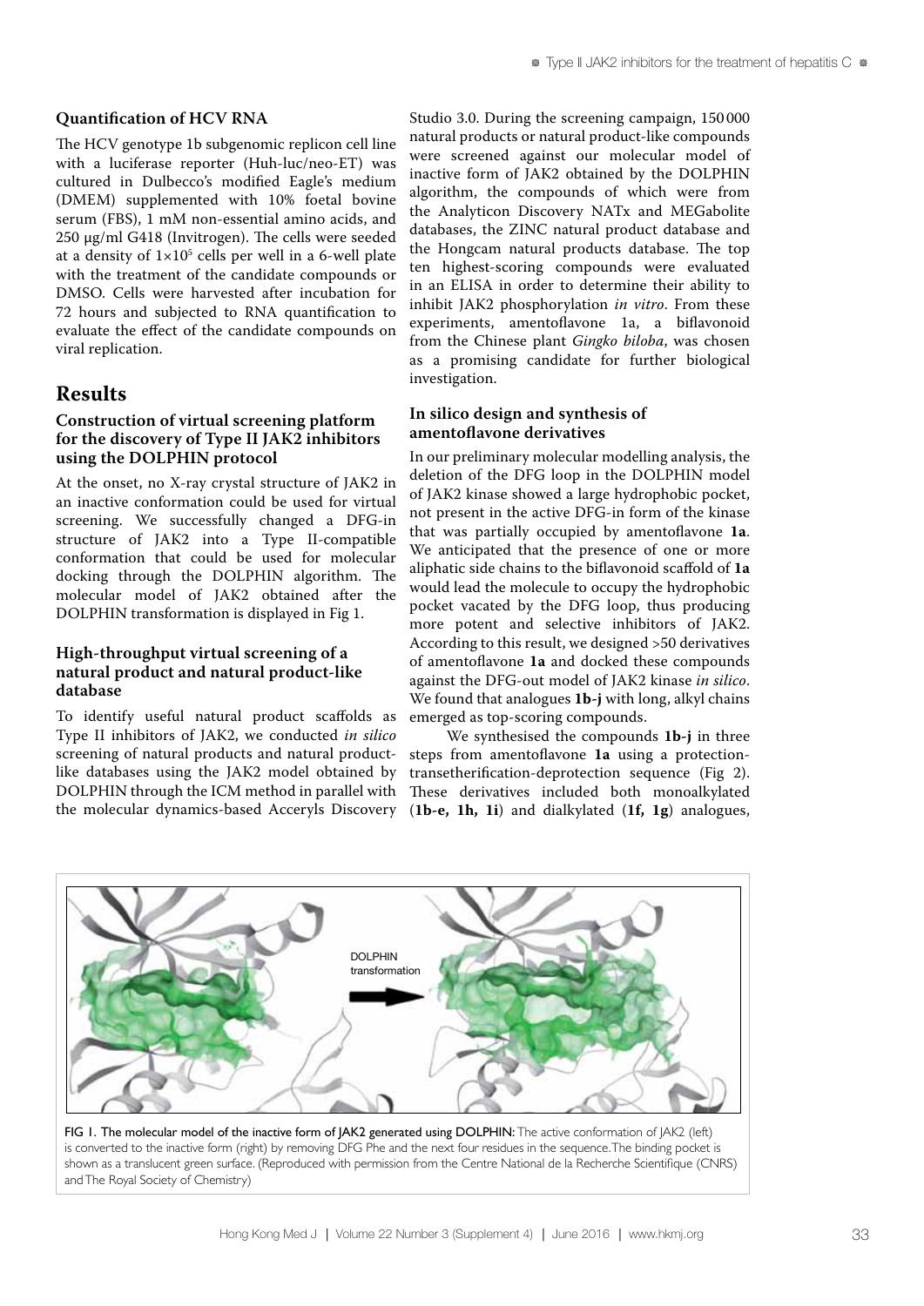### Quantification of HCV RNA

The HCV genotype 1b subgenomic replicon cell line with a luciferase reporter (Huh-luc/neo-ET) was cultured in Dulbecco's modified Eagle's medium (DMEM) supplemented with 10% foetal bovine serum (FBS), 1 mM non-essential amino acids, and 250 µg/ml G418 (Invitrogen). The cells were seeded at a density of $1\times10^5$ cells per well in a 6-well plate with the treatment of the candidate compounds or DMSO. Cells were harvested after incubation for 72 hours and subjected to RNA quantification to evaluate the effect of the candidate compounds on viral replication.

## Results

### Construction of virtual screening platform for the discovery of Type II JAK2 inhibitors using the DOLPHIN protocol

At the onset, no X-ray crystal structure of JAK2 in an inactive conformation could be used for virtual screening. We successfully changed a DFG-in structure of JAK2 into a Type II-compatible conformation that could be used for molecular docking through the DOLPHIN algorithm. The molecular model of JAK2 obtained after the DOLPHIN transformation is displayed in Fig 1.

### High-throughput virtual screening of a natural product and natural product-like database

To identify useful natural product scaffolds as Type II inhibitors of JAK2, we conducted *in silico* screening of natural products and natural product-like databases using the JAK2 model obtained by DOLPHIN through the ICM method in parallel with the molecular dynamics-based Acceryls Discovery Studio 3.0. During the screening campaign, 150 000 natural products or natural product-like compounds were screened against our molecular model of inactive form of JAK2 obtained by the DOLPHIN algorithm, the compounds of which were from the Analyticon Discovery NATx and MEGabolite databases, the ZINC natural product database and the Hongcam natural products database. The top ten highest-scoring compounds were evaluated in an ELISA in order to determine their ability to inhibit JAK2 phosphorylation *in vitro*. From these experiments, amentoflavone 1a, a biflavonoid from the Chinese plant *Gingko biloba*, was chosen as a promising candidate for further biological investigation.

### In silico design and synthesis of amentoflavone derivatives

In our preliminary molecular modelling analysis, the deletion of the DFG loop in the DOLPHIN model of JAK2 kinase showed a large hydrophobic pocket, not present in the active DFG-in form of the kinase that was partially occupied by amentoflavone **1a**. We anticipated that the presence of one or more aliphatic side chains to the biflavonoid scaffold of **1a** would lead the molecule to occupy the hydrophobic pocket vacated by the DFG loop, thus producing more potent and selective inhibitors of JAK2. According to this result, we designed >50 derivatives of amentoflavone **1a** and docked these compounds against the DFG-out model of JAK2 kinase *in silico*. We found that analogues **1b-j** with long, alkyl chains emerged as top-scoring compounds.

We synthesised the compounds **1b-j** in three steps from amentoflavone **1a** using a protection-transetherification-deprotection sequence (Fig 2). These derivatives included both monoalkylated (**1b-e, 1h, 1i**) and dialkylated (**1f, 1g**) analogues,

FIG 1. The molecular model of the inactive form of JAK2 generated using DOLPHIN: The active conformation of JAK2 (left) is converted to the inactive form (right) by removing DFG Phe and the next four residues in the sequence. The binding pocket is shown as a translucent green surface. (Reproduced with permission from the Centre National de la Recherche Scientifique (CNRS) and The Royal Society of Chemistry)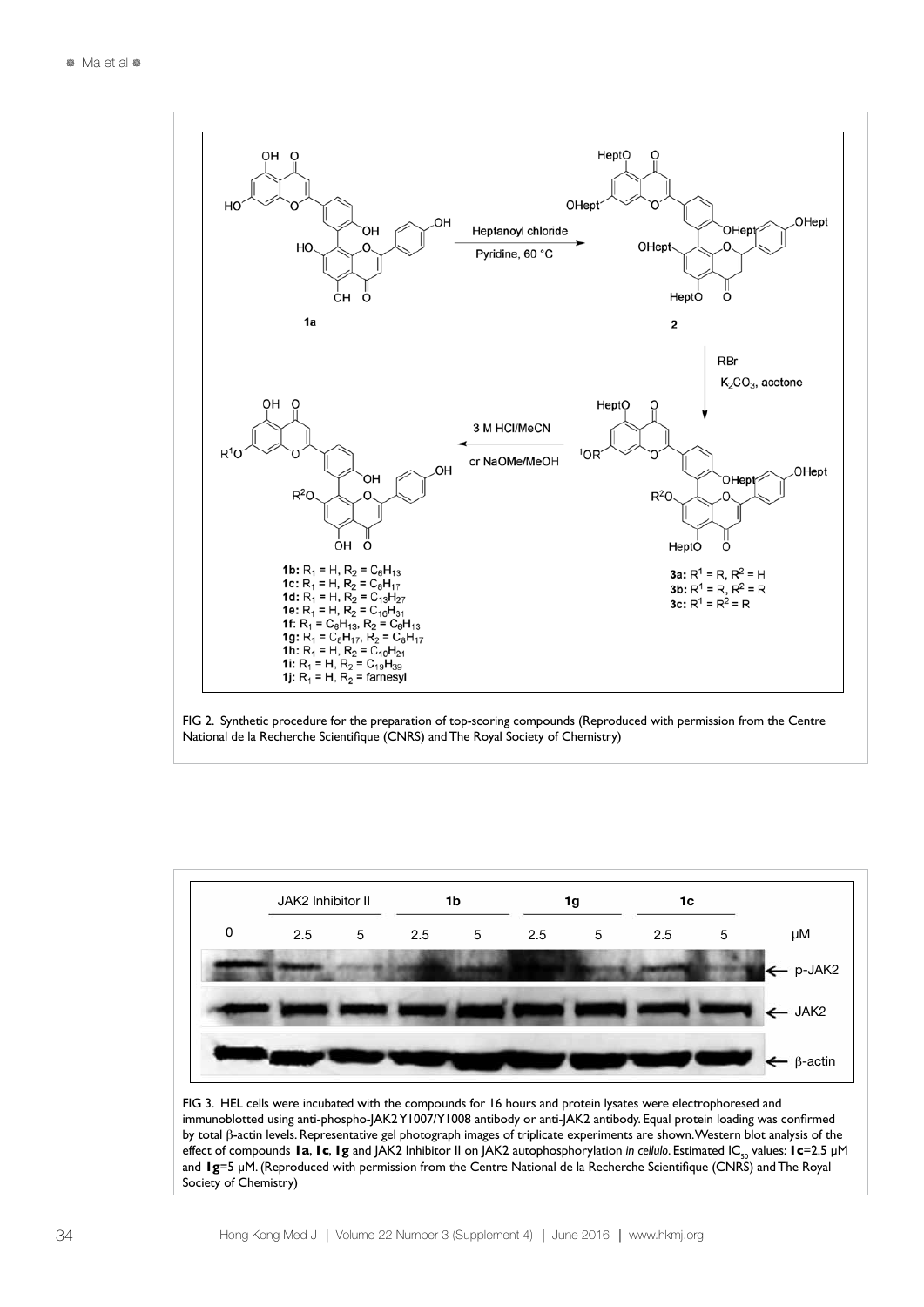FIG 2. Synthetic procedure for the preparation of top-scoring compounds (Reproduced with permission from the Centre National de la Recherche Scientifique (CNRS) and The Royal Society of Chemistry)

FIG 3. HEL cells were incubated with the compounds for 16 hours and protein lysates were electrophoresed and immunoblotted using anti-phospho-JAK2 Y1007/Y1008 antibody or anti-JAK2 antibody. Equal protein loading was confirmed by total β-actin levels. Representative gel photograph images of triplicate experiments are shown. Western blot analysis of the effect of compounds **1a**, **1c**, **1g** and JAK2 Inhibitor II on JAK2 autophosphorylation *in cellulo*. Estimated $IC_{50}$ values: **1c**=2.5 μM and **1g**=5 μM. (Reproduced with permission from the Centre National de la Recherche Scientifique (CNRS) and The Royal Society of Chemistry)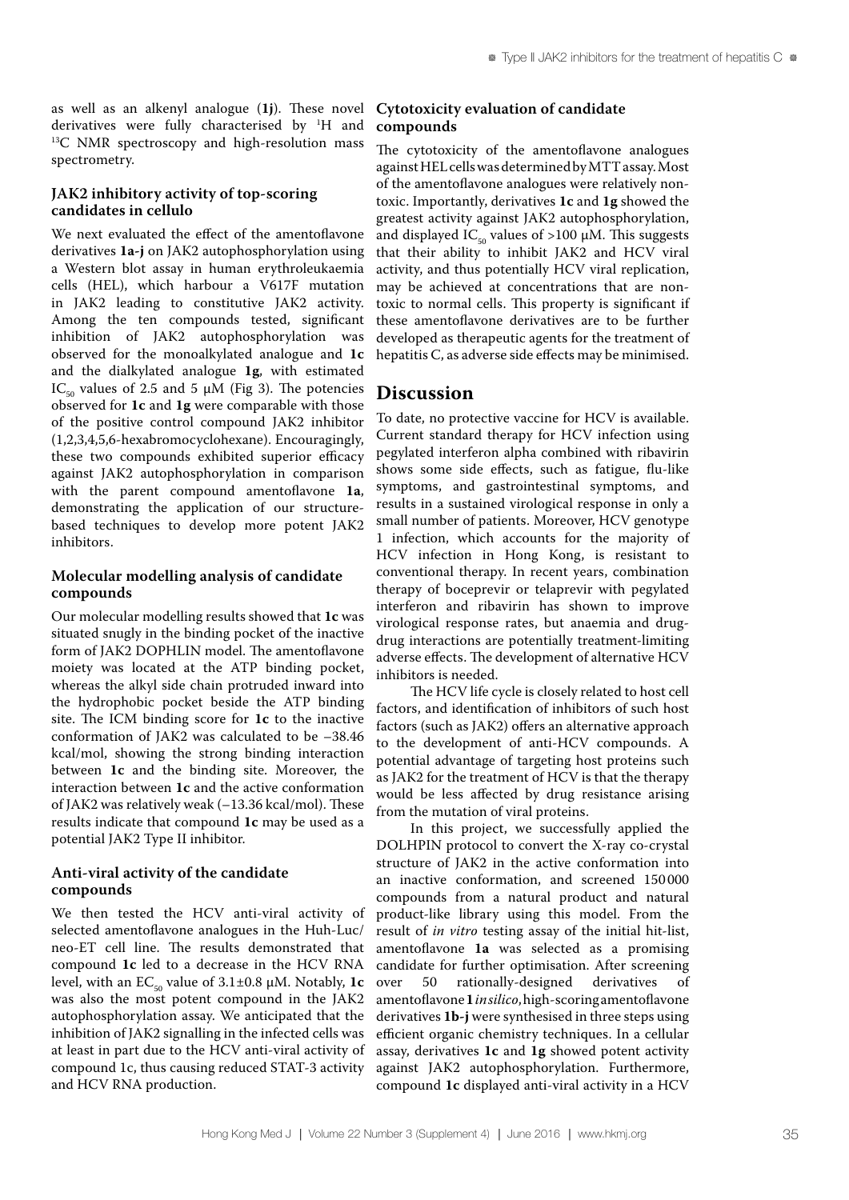as well as an alkenyl analogue (**1j**). These novel derivatives were fully characterised by $^{1}H$ and $^{13}C$ NMR spectroscopy and high-resolution mass spectrometry.

### JAK2 inhibitory activity of top-scoring candidates in cellulo

We next evaluated the effect of the amentoflavone derivatives **1a-j** on JAK2 autophosphorylation using a Western blot assay in human erythroleukaemia cells (HEL), which harbour a V617F mutation in JAK2 leading to constitutive JAK2 activity. Among the ten compounds tested, significant inhibition of JAK2 autophosphorylation was observed for the monoalkylated analogue and **1c** and the dialkylated analogue **1g**, with estimated $IC_{50}$ values of 2.5 and 5 μM (Fig 3). The potencies observed for **1c** and **1g** were comparable with those of the positive control compound JAK2 inhibitor (1,2,3,4,5,6-hexabromocyclohexane). Encouragingly, these two compounds exhibited superior efficacy against JAK2 autophosphorylation in comparison with the parent compound amentoflavone **1a**, demonstrating the application of our structure-based techniques to develop more potent JAK2 inhibitors.

### Molecular modelling analysis of candidate compounds

Our molecular modelling results showed that **1c** was situated snugly in the binding pocket of the inactive form of JAK2 DOPHLIN model. The amentoflavone moiety was located at the ATP binding pocket, whereas the alkyl side chain protruded inward into the hydrophobic pocket beside the ATP binding site. The ICM binding score for **1c** to the inactive conformation of JAK2 was calculated to be −38.46 kcal/mol, showing the strong binding interaction between **1c** and the binding site. Moreover, the interaction between **1c** and the active conformation of JAK2 was relatively weak (−13.36 kcal/mol). These results indicate that compound **1c** may be used as a potential JAK2 Type II inhibitor.

### Anti-viral activity of the candidate compounds

We then tested the HCV anti-viral activity of selected amentoflavone analogues in the Huh-Luc/neo-ET cell line. The results demonstrated that compound **1c** led to a decrease in the HCV RNA level, with an $EC_{50}$ value of 3.1±0.8 μM. Notably, **1c** was also the most potent compound in the JAK2 autophosphorylation assay. We anticipated that the inhibition of JAK2 signalling in the infected cells was at least in part due to the HCV anti-viral activity of compound 1c, thus causing reduced STAT-3 activity and HCV RNA production.

### Cytotoxicity evaluation of candidate compounds

The cytotoxicity of the amentoflavone analogues against HEL cells was determined by MTT assay. Most of the amentoflavone analogues were relatively non-toxic. Importantly, derivatives **1c** and **1g** showed the greatest activity against JAK2 autophosphorylation, and displayed $IC_{50}$ values of >100 μM. This suggests that their ability to inhibit JAK2 and HCV viral activity, and thus potentially HCV viral replication, may be achieved at concentrations that are non-toxic to normal cells. This property is significant if these amentoflavone derivatives are to be further developed as therapeutic agents for the treatment of hepatitis C, as adverse side effects may be minimised.

## Discussion

To date, no protective vaccine for HCV is available. Current standard therapy for HCV infection using pegylated interferon alpha combined with ribavirin shows some side effects, such as fatigue, flu-like symptoms, and gastrointestinal symptoms, and results in a sustained virological response in only a small number of patients. Moreover, HCV genotype 1 infection, which accounts for the majority of HCV infection in Hong Kong, is resistant to conventional therapy. In recent years, combination therapy of boceprevir or telaprevir with pegylated interferon and ribavirin has shown to improve virological response rates, but anaemia and drug-drug interactions are potentially treatment-limiting adverse effects. The development of alternative HCV inhibitors is needed.

The HCV life cycle is closely related to host cell factors, and identification of inhibitors of such host factors (such as JAK2) offers an alternative approach to the development of anti-HCV compounds. A potential advantage of targeting host proteins such as JAK2 for the treatment of HCV is that the therapy would be less affected by drug resistance arising from the mutation of viral proteins.

In this project, we successfully applied the DOLHPIN protocol to convert the X-ray co-crystal structure of JAK2 in the active conformation into an inactive conformation, and screened 150 000 compounds from a natural product and natural product-like library using this model. From the result of *in vitro* testing assay of the initial hit-list, amentoflavone **1a** was selected as a promising candidate for further optimisation. After screening over 50 rationally-designed derivatives of amentoflavone **1** *in silico*, high-scoring amentoflavone derivatives **1b-j** were synthesised in three steps using efficient organic chemistry techniques. In a cellular assay, derivatives **1c** and **1g** showed potent activity against JAK2 autophosphorylation. Furthermore, compound **1c** displayed anti-viral activity in a HCV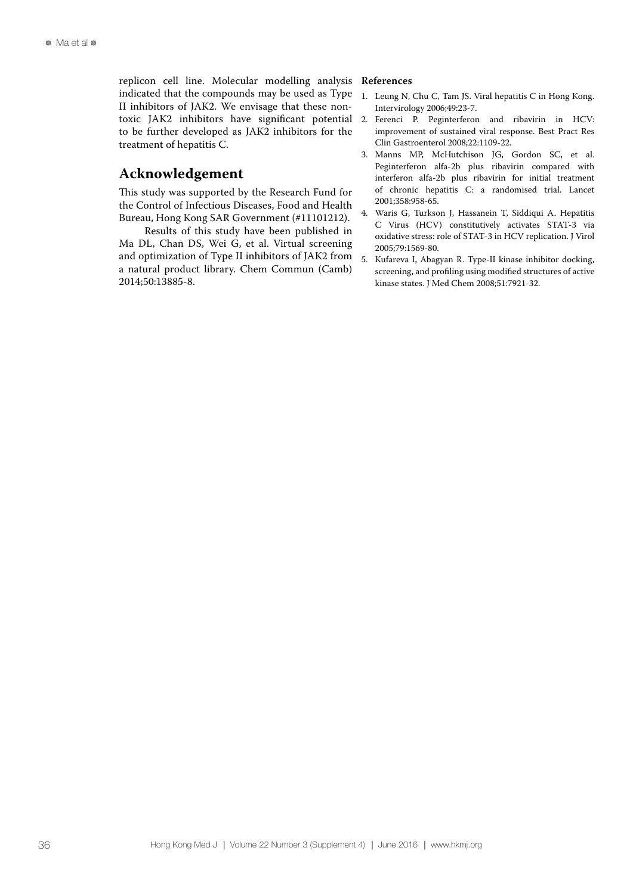replicon cell line. Molecular modelling analysis indicated that the compounds may be used as Type II inhibitors of JAK2. We envisage that these non-toxic JAK2 inhibitors have significant potential to be further developed as JAK2 inhibitors for the treatment of hepatitis C.

## Acknowledgement

This study was supported by the Research Fund for the Control of Infectious Diseases, Food and Health Bureau, Hong Kong SAR Government (#11101212).

Results of this study have been published in Ma DL, Chan DS, Wei G, et al. Virtual screening and optimization of Type II inhibitors of JAK2 from a natural product library. Chem Commun (Camb) 2014;50:13885-8.

**References**

1. Leung N, Chu C, Tam JS. Viral hepatitis C in Hong Kong. Intervirology 2006;49:23-7.
2. Ferenci P. Peginterferon and ribavirin in HCV: improvement of sustained viral response. Best Pract Res Clin Gastroenterol 2008;22:1109-22.
3. Manns MP, McHutchison JG, Gordon SC, et al. Peginterferon alfa-2b plus ribavirin compared with interferon alfa-2b plus ribavirin for initial treatment of chronic hepatitis C: a randomised trial. Lancet 2001;358:958-65.
4. Waris G, Turkson J, Hassanein T, Siddiqui A. Hepatitis C Virus (HCV) constitutively activates STAT-3 via oxidative stress: role of STAT-3 in HCV replication. J Virol 2005;79:1569-80.
5. Kufareva I, Abagyan R. Type-II kinase inhibitor docking, screening, and profiling using modified structures of active kinase states. J Med Chem 2008;51:7921-32.